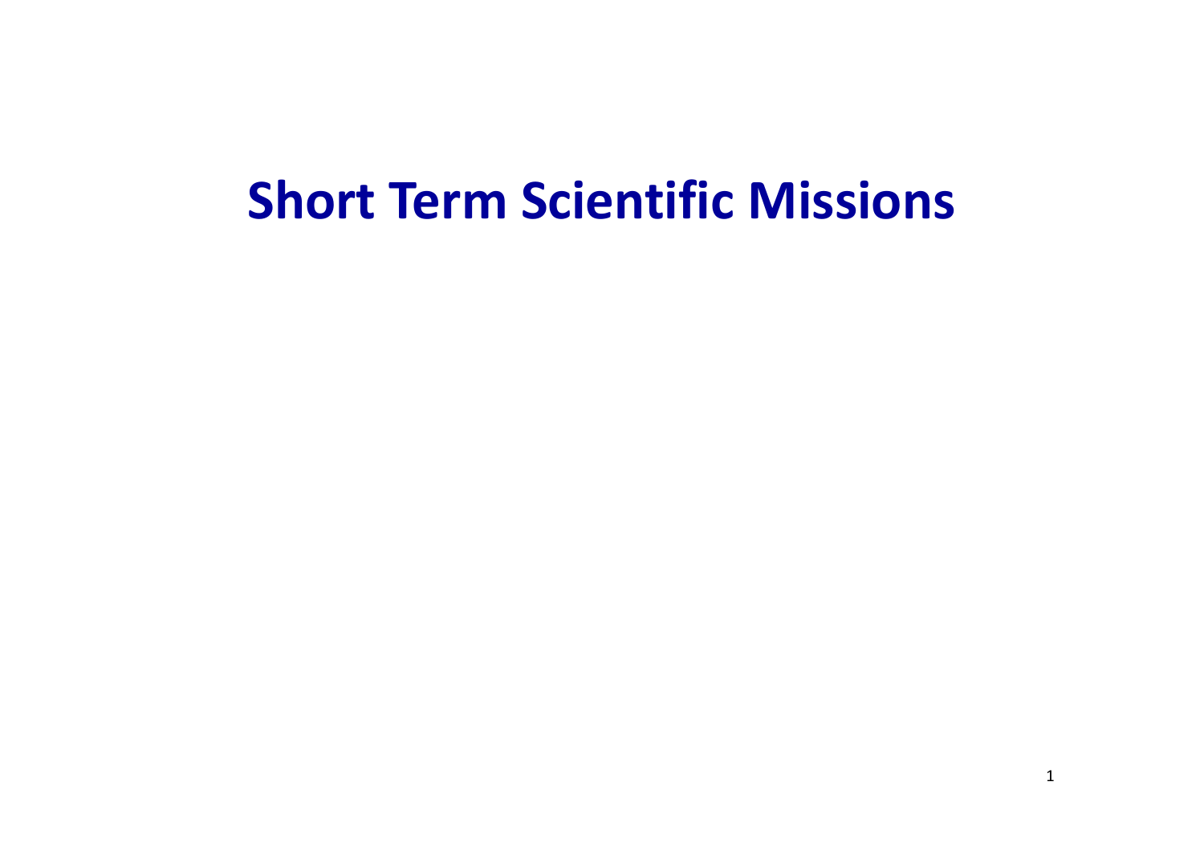# Short Term Scientific Missions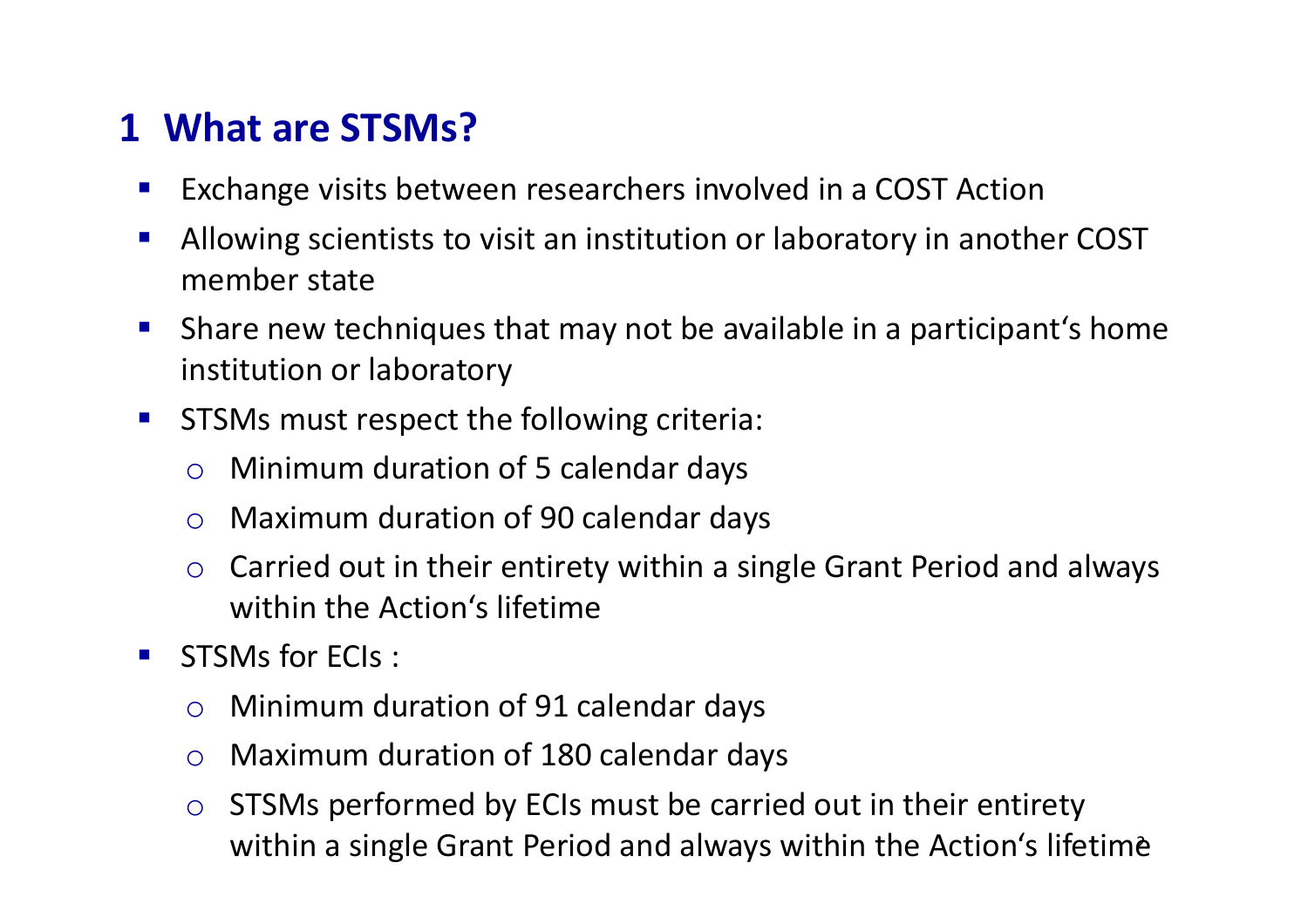## 1 What are STSMs?

- Exchange visits between researchers involved in a COST Action
- Allowing scientists to visit an institution or laboratory in another COST member state
- Share new techniques that may not be available in a participant‘s home institution or laboratory
- STSMs must respect the following criteria:
  - Minimum duration of 5 calendar days
  - Maximum duration of 90 calendar days
  - Carried out in their entirety within a single Grant Period and always within the Action‘s lifetime
- STSMs for ECIs :
  - Minimum duration of 91 calendar days
  - Maximum duration of 180 calendar days
  - STSMs performed by ECIs must be carried out in their entirety within a single Grant Period and always within the Action‘s lifetime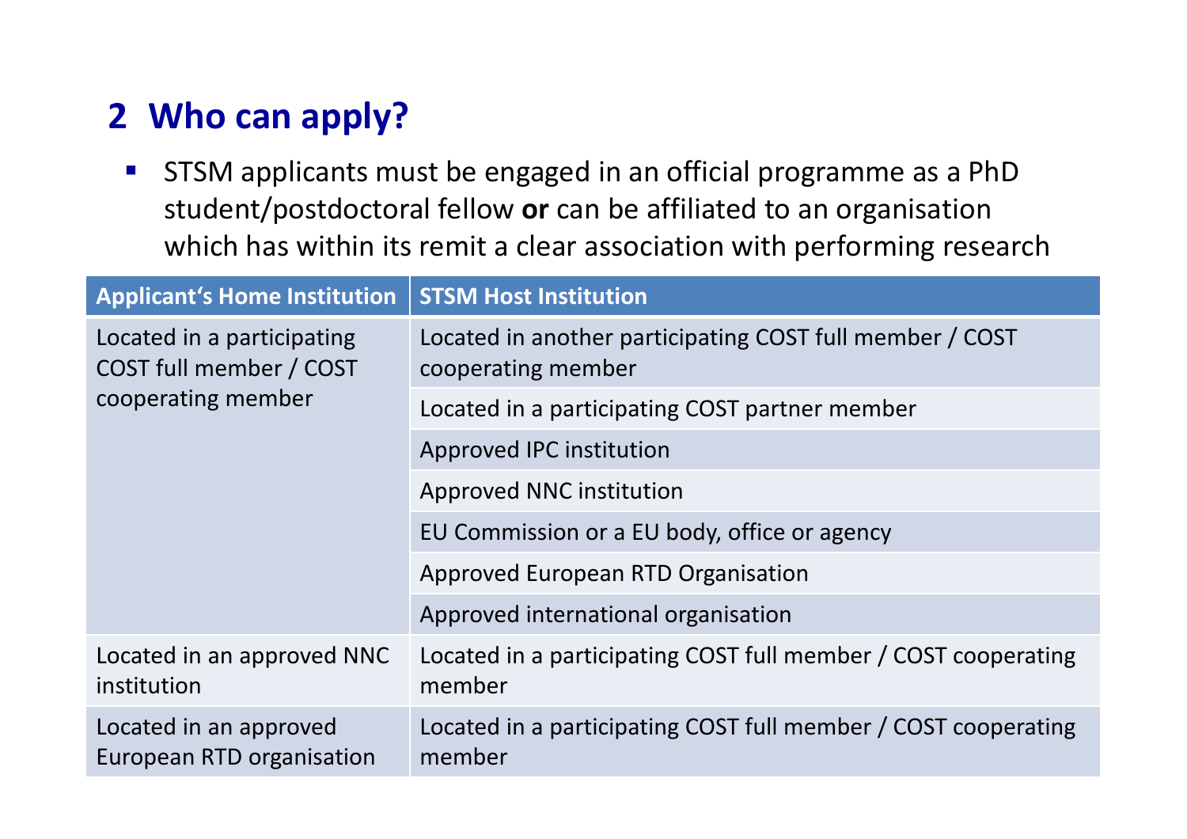## 2 Who can apply?

- STSM applicants must be engaged in an official programme as a PhD student/postdoctoral fellow **or** can be affiliated to an organisation which has within its remit a clear association with performing research

| Applicant's Home Institution | STSM Host Institution |
|---|---|
| Located in a participating COST full member / COST cooperating member | Located in another participating COST full member / COST cooperating member |
| | Located in a participating COST partner member |
| | Approved IPC institution |
| | Approved NNC institution |
| | EU Commission or a EU body, office or agency |
| | Approved European RTD Organisation |
| | Approved international organisation |
| Located in an approved NNC institution | Located in a participating COST full member / COST cooperating member |
| Located in an approved European RTD organisation | Located in a participating COST full member / COST cooperating member |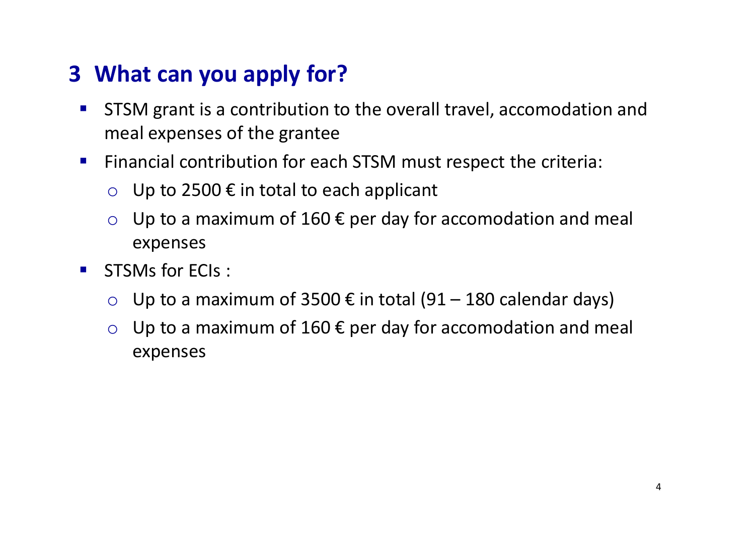## 3 What can you apply for?

- STSM grant is a contribution to the overall travel, accomodation and meal expenses of the grantee
- Financial contribution for each STSM must respect the criteria:
  - Up to 2500 € in total to each applicant
  - Up to a maximum of 160 € per day for accomodation and meal expenses
- STSMs for ECIs :
  - Up to a maximum of 3500 € in total (91 – 180 calendar days)
  - Up to a maximum of 160 € per day for accomodation and meal expenses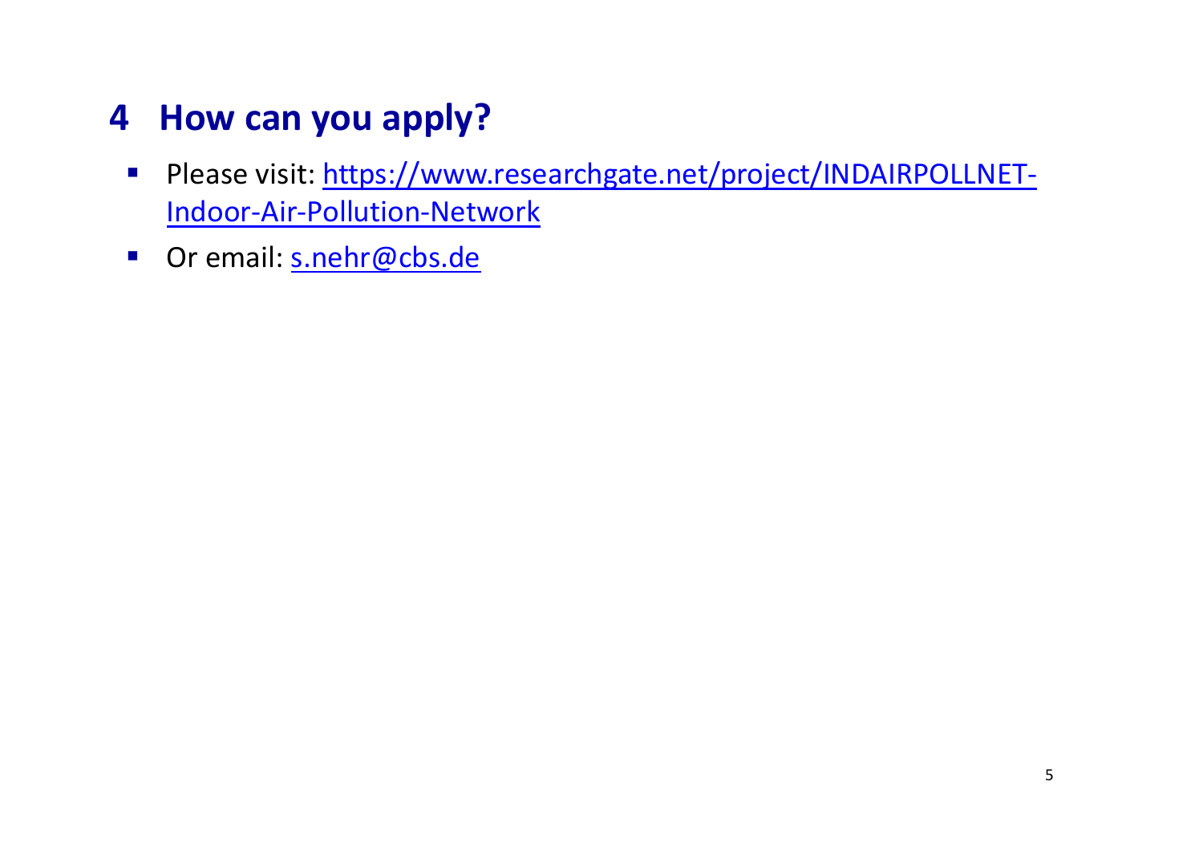## 4 How can you apply?

- Please visit: https://www.researchgate.net/project/INDAIRPOLLNET-Indoor-Air-Pollution-Network
- Or email: s.nehr@cbs.de